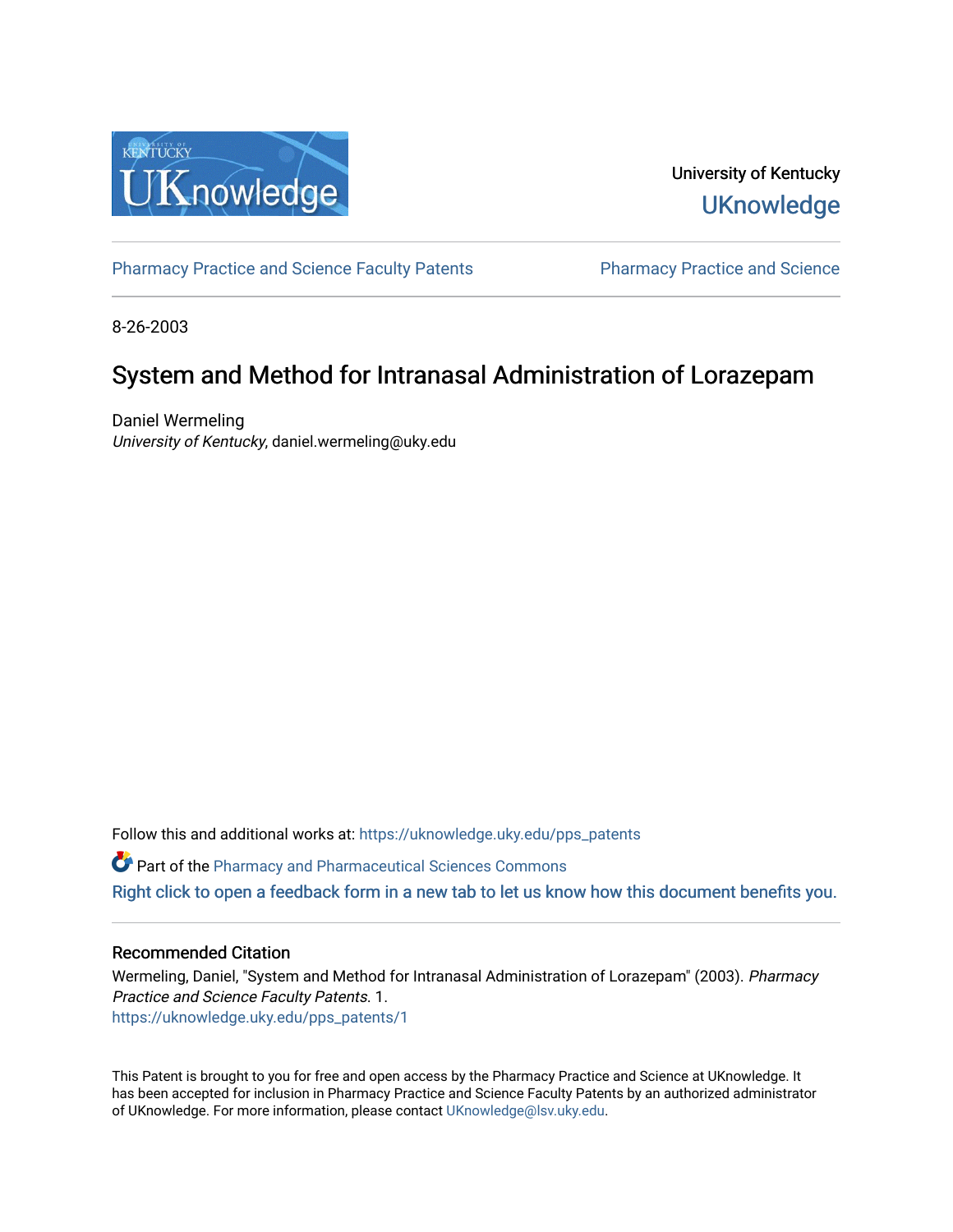University of Kentucky

UKnowledge

Pharmacy Practice and Science Faculty Patents

Pharmacy Practice and Science

8-26-2003

# System and Method for Intranasal Administration of Lorazepam

Daniel Wermeling
*University of Kentucky*, daniel.wermeling@uky.edu

Follow this and additional works at: https://uknowledge.uky.edu/pps_patents

Part of the Pharmacy and Pharmaceutical Sciences Commons

Right click to open a feedback form in a new tab to let us know how this document benefits you.

## Recommended Citation

Wermeling, Daniel, "System and Method for Intranasal Administration of Lorazepam" (2003). *Pharmacy Practice and Science Faculty Patents*. 1.
https://uknowledge.uky.edu/pps_patents/1

This Patent is brought to you for free and open access by the Pharmacy Practice and Science at UKnowledge. It has been accepted for inclusion in Pharmacy Practice and Science Faculty Patents by an authorized administrator of UKnowledge. For more information, please contact UKnowledge@lsv.uky.edu.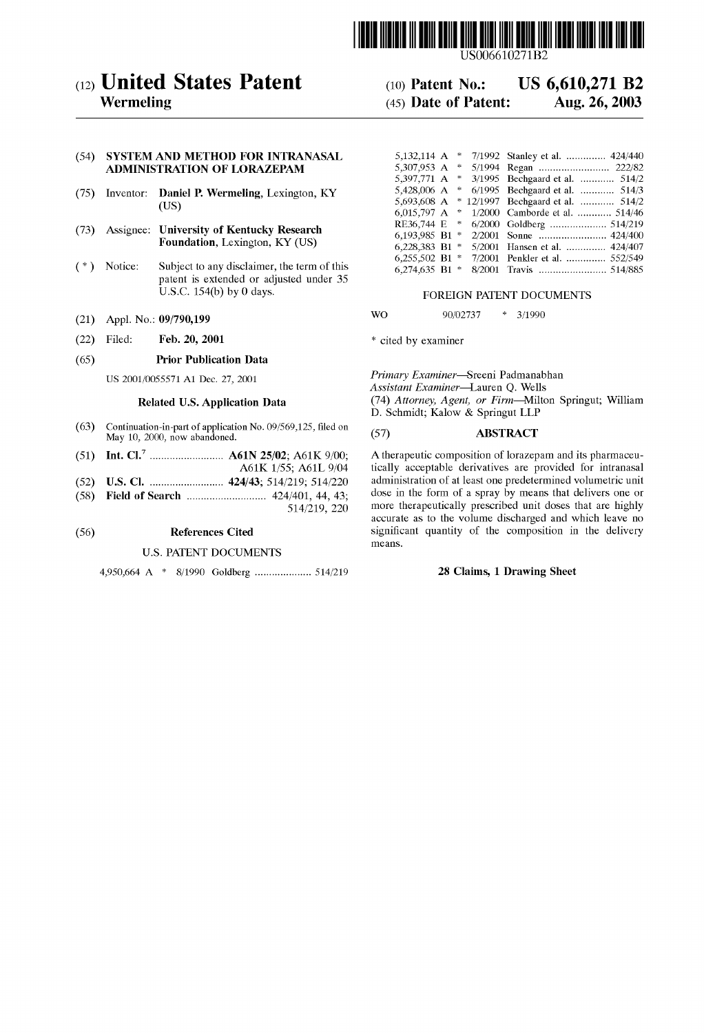US006610271B2

# (12) United States Patent
**Wermeling**

(10) **Patent No.: US 6,610,271 B2**

(45) **Date of Patent: Aug. 26, 2003**

(54) **SYSTEM AND METHOD FOR INTRANASAL ADMINISTRATION OF LORAZEPAM**

(75) Inventor: **Daniel P. Wermeling**, Lexington, KY (US)

(73) Assignee: **University of Kentucky Research Foundation**, Lexington, KY (US)

( * ) Notice: Subject to any disclaimer, the term of this patent is extended or adjusted under 35 U.S.C. 154(b) by 0 days.

(21) Appl. No.: **09/790,199**

(22) Filed: **Feb. 20, 2001**

(65) **Prior Publication Data**

US 2001/0055571 A1 Dec. 27, 2001

**Related U.S. Application Data**

(63) Continuation-in-part of application No. 09/569,125, filed on May 10, 2000, now abandoned.

(51) **Int. Cl.**[7] .......................... **A61N 25/02**; A61K 9/00; A61K 1/55; A61L 9/04

(52) **U.S. Cl.** .......................... **424/43**; 514/219; 514/220

(58) **Field of Search** ............................ 424/401, 44, 43; 514/219, 220

(56) **References Cited**

U.S. PATENT DOCUMENTS

| | | | | |
|---|---|---|---|---|
| 4,950,664 A | * | 8/1990 | Goldberg .................... | 514/219 |
| 5,132,114 A | * | 7/1992 | Stanley et al. .............. | 424/440 |
| 5,307,953 A | * | 5/1994 | Regan .......................... | 222/82 |
| 5,397,771 A | * | 3/1995 | Bechgaard et al. ............ | 514/2 |
| 5,428,006 A | * | 6/1995 | Bechgaard et al. ............ | 514/3 |
| 5,693,608 A | * | 12/1997 | Bechgaard et al. ............ | 514/2 |
| 6,015,797 A | * | 1/2000 | Camborde et al. ............ | 514/46 |
| RE36,744 E | * | 6/2000 | Goldberg ..................... | 514/219 |
| 6,193,985 B1 | * | 2/2001 | Sonne ......................... | 424/400 |
| 6,228,383 B1 | * | 5/2001 | Hansen et al. .............. | 424/407 |
| 6,255,502 B1 | * | 7/2001 | Penkler et al. .............. | 552/549 |
| 6,274,635 B1 | * | 8/2001 | Travis ......................... | 514/885 |

FOREIGN PATENT DOCUMENTS

WO 90/02737 * 3/1990

\* cited by examiner

*Primary Examiner*—Sreeni Padmanabhan
*Assistant Examiner*—Lauren Q. Wells
(74) *Attorney, Agent, or Firm*—Milton Springut; William D. Schmidt; Kalow & Springut LLP

(57) **ABSTRACT**

A therapeutic composition of lorazepam and its pharmaceutically acceptable derivatives are provided for intranasal administration of at least one predetermined volumetric unit dose in the form of a spray by means that delivers one or more therapeutically prescribed unit doses that are highly accurate as to the volume discharged and which leave no significant quantity of the composition in the delivery means.

**28 Claims, 1 Drawing Sheet**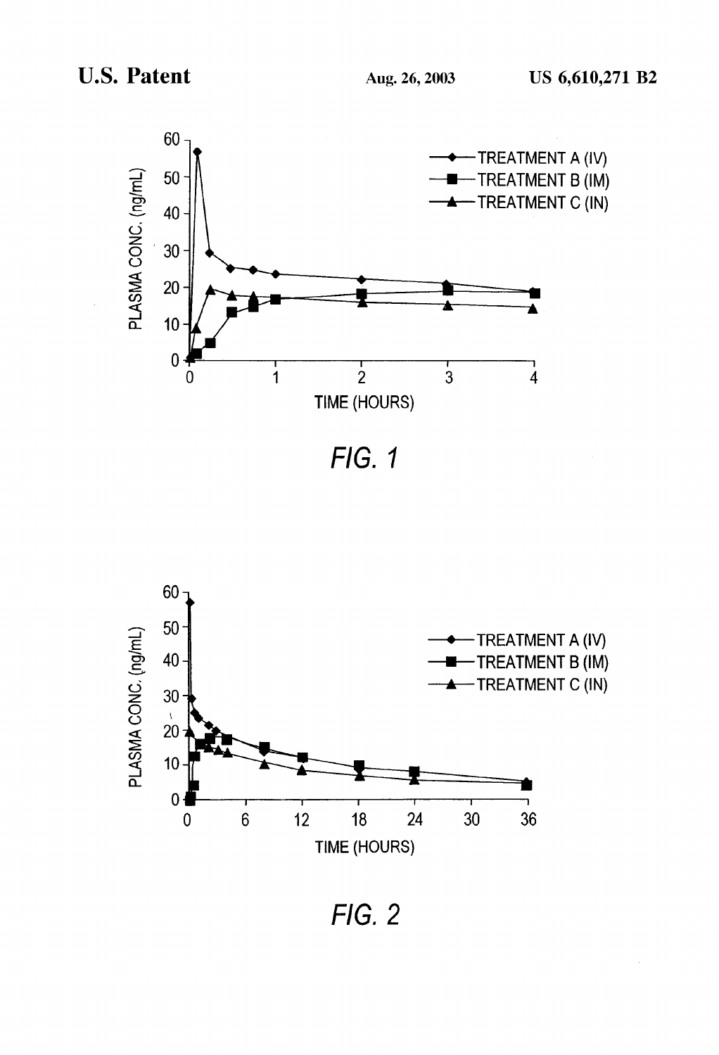FIG. 1

FIG. 2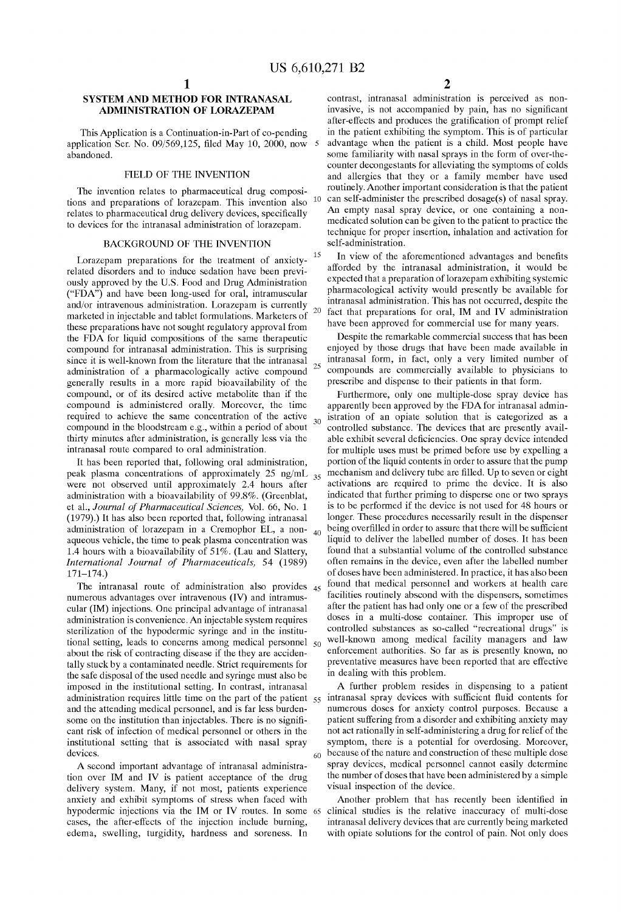# SYSTEM AND METHOD FOR INTRANASAL ADMINISTRATION OF LORAZEPAM

This Application is a Continuation-in-Part of co-pending application Ser. No. 09/569,125, filed May 10, 2000, now abandoned.

## FIELD OF THE INVENTION

The invention relates to pharmaceutical drug compositions and preparations of lorazepam. This invention also relates to pharmaceutical drug delivery devices, specifically to devices for the intranasal administration of lorazepam.

## BACKGROUND OF THE INVENTION

Lorazepam preparations for the treatment of anxiety-related disorders and to induce sedation have been previously approved by the U.S. Food and Drug Administration ("FDA") and have been long-used for oral, intramuscular and/or intravenous administration. Lorazepam is currently marketed in injectable and tablet formulations. Marketers of these preparations have not sought regulatory approval from the FDA for liquid compositions of the same therapeutic compound for intranasal administration. This is surprising since it is well-known from the literature that the intranasal administration of a pharmacologically active compound generally results in a more rapid bioavailability of the compound, or of its desired active metabolite than if the compound is administered orally. Moreover, the time required to achieve the same concentration of the active compound in the bloodstream e.g., within a period of about thirty minutes after administration, is generally less via the intranasal route compared to oral administration.

It has been reported that, following oral administration, peak plasma concentrations of approximately 25 ng/mL were not observed until approximately 2.4 hours after administration with a bioavailability of 99.8%. (Greenblat, et al., *Journal of Pharmaceutical Sciences,* Vol. 66, No. 1 (1979).) It has also been reported that, following intranasal administration of lorazepam in a Cremophor EL, a non-aqueous vehicle, the time to peak plasma concentration was 1.4 hours with a bioavailability of 51%. (Lau and Slattery, *International Journal of Pharmaceuticals,* 54 (1989) 171–174.)

The intranasal route of administration also provides numerous advantages over intravenous (IV) and intramuscular (IM) injections. One principal advantage of intranasal administration is convenience. An injectable system requires sterilization of the hypodermic syringe and in the institutional setting, leads to concerns among medical personnel about the risk of contracting disease if the they are accidentally stuck by a contaminated needle. Strict requirements for the safe disposal of the used needle and syringe must also be imposed in the institutional setting. In contrast, intranasal administration requires little time on the part of the patient and the attending medical personnel, and is far less burdensome on the institution than injectables. There is no significant risk of infection of medical personnel or others in the institutional setting that is associated with nasal spray devices.

A second important advantage of intranasal administration over IM and IV is patient acceptance of the drug delivery system. Many, if not most, patients experience anxiety and exhibit symptoms of stress when faced with hypodermic injections via the IM or IV routes. In some cases, the after-effects of the injection include burning, edema, swelling, turgidity, hardness and soreness. In contrast, intranasal administration is perceived as non-invasive, is not accompanied by pain, has no significant after-effects and produces the gratification of prompt relief in the patient exhibiting the symptom. This is of particular advantage when the patient is a child. Most people have some familiarity with nasal sprays in the form of over-the-counter decongestants for alleviating the symptoms of colds and allergies that they or a family member have used routinely. Another important consideration is that the patient can self-administer the prescribed dosage(s) of nasal spray. An empty nasal spray device, or one containing a non-medicated solution can be given to the patient to practice the technique for proper insertion, inhalation and activation for self-administration.

In view of the aforementioned advantages and benefits afforded by the intranasal administration, it would be expected that a preparation of lorazepam exhibiting systemic pharmacological activity would presently be available for intranasal administration. This has not occurred, despite the fact that preparations for oral, IM and IV administration have been approved for commercial use for many years.

Despite the remarkable commercial success that has been enjoyed by those drugs that have been made available in intranasal form, in fact, only a very limited number of compounds are commercially available to physicians to prescribe and dispense to their patients in that form.

Furthermore, only one multiple-dose spray device has apparently been approved by the FDA for intranasal administration of an opiate solution that is categorized as a controlled substance. The devices that are presently available exhibit several deficiencies. One spray device intended for multiple uses must be primed before use by expelling a portion of the liquid contents in order to assure that the pump mechanism and delivery tube are filled. Up to seven or eight activations are required to prime the device. It is also indicated that further priming to disperse one or two sprays is to be performed if the device is not used for 48 hours or longer. These procedures necessarily result in the dispenser being overfilled in order to assure that there will be sufficient liquid to deliver the labelled number of doses. It has been found that a substantial volume of the controlled substance often remains in the device, even after the labelled number of doses have been administered. In practice, it has also been found that medical personnel and workers at health care facilities routinely abscond with the dispensers, sometimes after the patient has had only one or a few of the prescribed doses in a multi-dose container. This improper use of controlled substances as so-called "recreational drugs" is well-known among medical facility managers and law enforcement authorities. So far as is presently known, no preventative measures have been reported that are effective in dealing with this problem.

A further problem resides in dispensing to a patient intranasal spray devices with sufficient fluid contents for numerous doses for anxiety control purposes. Because a patient suffering from a disorder and exhibiting anxiety may not act rationally in self-administering a drug for relief of the symptom, there is a potential for overdosing. Moreover, because of the nature and construction of these multiple dose spray devices, medical personnel cannot easily determine the number of doses that have been administered by a simple visual inspection of the device.

Another problem that has recently been identified in clinical studies is the relative inaccuracy of multi-dose intranasal delivery devices that are currently being marketed with opiate solutions for the control of pain. Not only does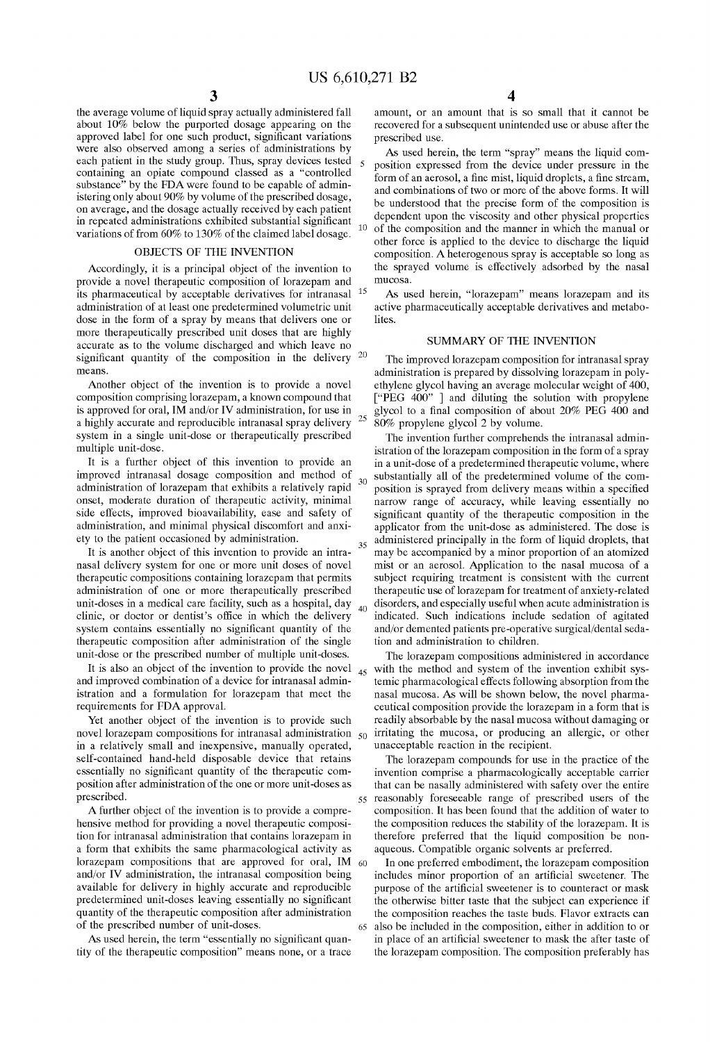the average volume of liquid spray actually administered fall about 10% below the purported dosage appearing on the approved label for one such product, significant variations were also observed among a series of administrations by each patient in the study group. Thus, spray devices tested containing an opiate compound classed as a "controlled substance" by the FDA were found to be capable of administering only about 90% by volume of the prescribed dosage, on average, and the dosage actually received by each patient in repeated administrations exhibited substantial significant variations of from 60% to 130% of the claimed label dosage.

## OBJECTS OF THE INVENTION

Accordingly, it is a principal object of the invention to provide a novel therapeutic composition of lorazepam and its pharmaceutical by acceptable derivatives for intranasal administration of at least one predetermined volumetric unit dose in the form of a spray by means that delivers one or more therapeutically prescribed unit doses that are highly accurate as to the volume discharged and which leave no significant quantity of the composition in the delivery means.

Another object of the invention is to provide a novel composition comprising lorazepam, a known compound that is approved for oral, IM and/or IV administration, for use in a highly accurate and reproducible intranasal spray delivery system in a single unit-dose or therapeutically prescribed multiple unit-dose.

It is a further object of this invention to provide an improved intranasal dosage composition and method of administration of lorazepam that exhibits a relatively rapid onset, moderate duration of therapeutic activity, minimal side effects, improved bioavailability, ease and safety of administration, and minimal physical discomfort and anxiety to the patient occasioned by administration.

It is another object of this invention to provide an intranasal delivery system for one or more unit doses of novel therapeutic compositions containing lorazepam that permits administration of one or more therapeutically prescribed unit-doses in a medical care facility, such as a hospital, day clinic, or doctor or dentist's office in which the delivery system contains essentially no significant quantity of the therapeutic composition after administration of the single unit-dose or the prescribed number of multiple unit-doses.

It is also an object of the invention to provide the novel and improved combination of a device for intranasal administration and a formulation for lorazepam that meet the requirements for FDA approval.

Yet another object of the invention is to provide such novel lorazepam compositions for intranasal administration in a relatively small and inexpensive, manually operated, self-contained hand-held disposable device that retains essentially no significant quantity of the therapeutic composition after administration of the one or more unit-doses as prescribed.

A further object of the invention is to provide a comprehensive method for providing a novel therapeutic composition for intranasal administration that contains lorazepam in a form that exhibits the same pharmacological activity as lorazepam compositions that are approved for oral, IM and/or IV administration, the intranasal composition being available for delivery in highly accurate and reproducible predetermined unit-doses leaving essentially no significant quantity of the therapeutic composition after administration of the prescribed number of unit-doses.

As used herein, the term "essentially no significant quantity of the therapeutic composition" means none, or a trace amount, or an amount that is so small that it cannot be recovered for a subsequent unintended use or abuse after the prescribed use.

As used herein, the term "spray" means the liquid composition expressed from the device under pressure in the form of an aerosol, a fine mist, liquid droplets, a fine stream, and combinations of two or more of the above forms. It will be understood that the precise form of the composition is dependent upon the viscosity and other physical properties of the composition and the manner in which the manual or other force is applied to the device to discharge the liquid composition. A heterogenous spray is acceptable so long as the sprayed volume is effectively adsorbed by the nasal mucosa.

As used herein, "lorazepam" means lorazepam and its active pharmaceutically acceptable derivatives and metabolites.

## SUMMARY OF THE INVENTION

The improved lorazepam composition for intranasal spray administration is prepared by dissolving lorazepam in polyethylene glycol having an average molecular weight of 400, ["PEG 400" ] and diluting the solution with propylene glycol to a final composition of about 20% PEG 400 and 80% propylene glycol 2 by volume.

The invention further comprehends the intranasal administration of the lorazepam composition in the form of a spray in a unit-dose of a predetermined therapeutic volume, where substantially all of the predetermined volume of the composition is sprayed from delivery means within a specified narrow range of accuracy, while leaving essentially no significant quantity of the therapeutic composition in the applicator from the unit-dose as administered. The dose is administered principally in the form of liquid droplets, that may be accompanied by a minor proportion of an atomized mist or an aerosol. Application to the nasal mucosa of a subject requiring treatment is consistent with the current therapeutic use of lorazepam for treatment of anxiety-related disorders, and especially useful when acute administration is indicated. Such indications include sedation of agitated and/or demented patients pre-operative surgical/dental sedation and administration to children.

The lorazepam compositions administered in accordance with the method and system of the invention exhibit systemic pharmacological effects following absorption from the nasal mucosa. As will be shown below, the novel pharmaceutical composition provide the lorazepam in a form that is readily absorbable by the nasal mucosa without damaging or irritating the mucosa, or producing an allergic, or other unacceptable reaction in the recipient.

The lorazepam compounds for use in the practice of the invention comprise a pharmacologically acceptable carrier that can be nasally administered with safety over the entire reasonably foreseeable range of prescribed users of the composition. It has been found that the addition of water to the composition reduces the stability of the lorazepam. It is therefore preferred that the liquid composition be non-aqueous. Compatible organic solvents ar preferred.

In one preferred embodiment, the lorazepam composition includes minor proportion of an artificial sweetener. The purpose of the artificial sweetener is to counteract or mask the otherwise bitter taste that the subject can experience if the composition reaches the taste buds. Flavor extracts can also be included in the composition, either in addition to or in place of an artificial sweetener to mask the after taste of the lorazepam composition. The composition preferably has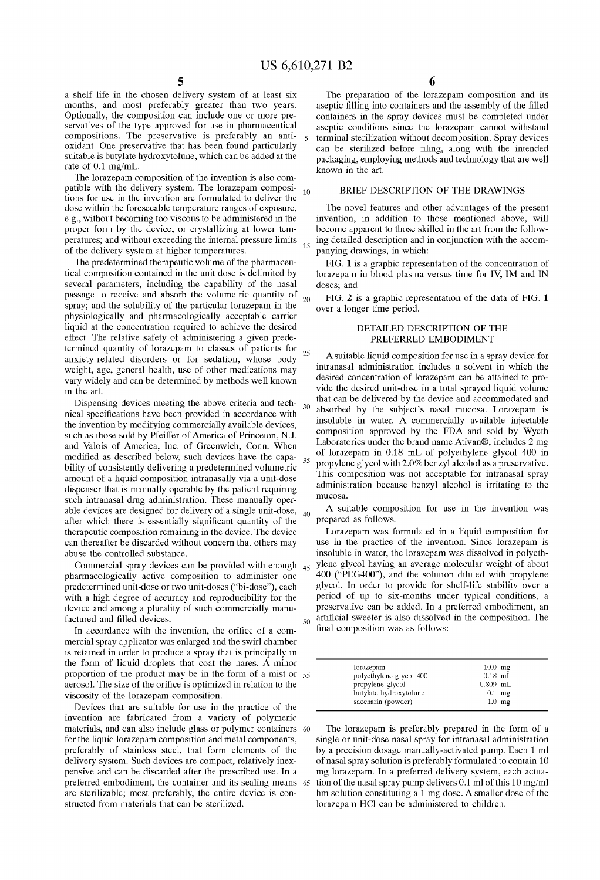a shelf life in the chosen delivery system of at least six months, and most preferably greater than two years. Optionally, the composition can include one or more preservatives of the type approved for use in pharmaceutical compositions. The preservative is preferably an antioxidant. One preservative that has been found particularly suitable is butylate hydroxytolune, which can be added at the rate of 0.1 mg/mL.

The lorazepam composition of the invention is also compatible with the delivery system. The lorazepam compositions for use in the invention are formulated to deliver the dose within the foreseeable temperature ranges of exposure, e.g., without becoming too viscous to be administered in the proper form by the device, or crystallizing at lower temperatures; and without exceeding the internal pressure limits of the delivery system at higher temperatures.

The predetermined therapeutic volume of the pharmaceutical composition contained in the unit dose is delimited by several parameters, including the capability of the nasal passage to receive and absorb the volumetric quantity of spray; and the solubility of the particular lorazepam in the physiologically and pharmacologically acceptable carrier liquid at the concentration required to achieve the desired effect. The relative safety of administering a given predetermined quantity of lorazepam to classes of patients for anxiety-related disorders or for sedation, whose body weight, age, general health, use of other medications may vary widely and can be determined by methods well known in the art.

Dispensing devices meeting the above criteria and technical specifications have been provided in accordance with the invention by modifying commercially available devices, such as those sold by Pfeiffer of America of Princeton, N.J. and Valois of America, Inc. of Greenwich, Conn. When modified as described below, such devices have the capability of consistently delivering a predetermined volumetric amount of a liquid composition intranasally via a unit-dose dispenser that is manually operable by the patient requiring such intranasal drug administration. These manually operable devices are designed for delivery of a single unit-dose, after which there is essentially significant quantity of the therapeutic composition remaining in the device. The device can thereafter be discarded without concern that others may abuse the controlled substance.

Commercial spray devices can be provided with enough pharmacologically active composition to administer one predetermined unit-dose or two unit-doses ("bi-dose"), each with a high degree of accuracy and reproducibility for the device and among a plurality of such commercially manufactured and filled devices.

In accordance with the invention, the orifice of a commercial spray applicator was enlarged and the swirl chamber is retained in order to produce a spray that is principally in the form of liquid droplets that coat the nares. A minor proportion of the product may be in the form of a mist or aerosol. The size of the orifice is optimized in relation to the viscosity of the lorazepam composition.

Devices that are suitable for use in the practice of the invention are fabricated from a variety of polymeric materials, and can also include glass or polymer containers for the liquid lorazepam composition and metal components, preferably of stainless steel, that form elements of the delivery system. Such devices are compact, relatively inexpensive and can be discarded after the prescribed use. In a preferred embodiment, the container and its sealing means are sterilizable; most preferably, the entire device is constructed from materials that can be sterilized.

The preparation of the lorazepam composition and its aseptic filling into containers and the assembly of the filled containers in the spray devices must be completed under aseptic conditions since the lorazepam cannot withstand terminal sterilization without decomposition. Spray devices can be sterilized before filing, along with the intended packaging, employing methods and technology that are well known in the art.

## BRIEF DESCRIPTION OF THE DRAWINGS

The novel features and other advantages of the present invention, in addition to those mentioned above, will become apparent to those skilled in the art from the following detailed description and in conjunction with the accompanying drawings, in which:

FIG. 1 is a graphic representation of the concentration of lorazepam in blood plasma versus time for IV, IM and IN doses; and

FIG. 2 is a graphic representation of the data of FIG. 1 over a longer time period.

## DETAILED DESCRIPTION OF THE PREFERRED EMBODIMENT

A suitable liquid composition for use in a spray device for intranasal administration includes a solvent in which the desired concentration of lorazepam can be attained to provide the desired unit-dose in a total sprayed liquid volume that can be delivered by the device and accommodated and absorbed by the subject's nasal mucosa. Lorazepam is insoluble in water. A commercially available injectable composition approved by the FDA and sold by Wyeth Laboratories under the brand name Ativan®, includes 2 mg of lorazepam in 0.18 mL of polyethylene glycol 400 in propylene glycol with 2.0% benzyl alcohol as a preservative. This composition was not acceptable for intranasal spray administration because benzyl alcohol is irritating to the mucosa.

A suitable composition for use in the invention was prepared as follows.

Lorazepam was formulated in a liquid composition for use in the practice of the invention. Since lorazepam is insoluble in water, the lorazepam was dissolved in polyethylene glycol having an average molecular weight of about 400 ("PEG400"), and the solution diluted with propylene glycol. In order to provide for shelf-life stability over a period of up to six-months under typical conditions, a preservative can be added. In a preferred embodiment, an artificial sweeter is also dissolved in the composition. The final composition was as follows:

| | |
|---|---|
| lorazepam | 10.0 mg |
| polyethylene glycol 400 | 0.18 mL |
| propylene glycol | 0.809 mL |
| butylate hydroxytolune | 0.1 mg |
| saccharin (powder) | 1.0 mg |

The lorazepam is preferably prepared in the form of a single or unit-dose nasal spray for intranasal administration by a precision dosage manually-activated pump. Each 1 ml of nasal spray solution is preferably formulated to contain 10 mg lorazepam. In a preferred delivery system, each actuation of the nasal spray pump delivers 0.1 ml of this 10 mg/ml hm solution constituting a 1 mg dose. A smaller dose of the lorazepam HCl can be administered to children.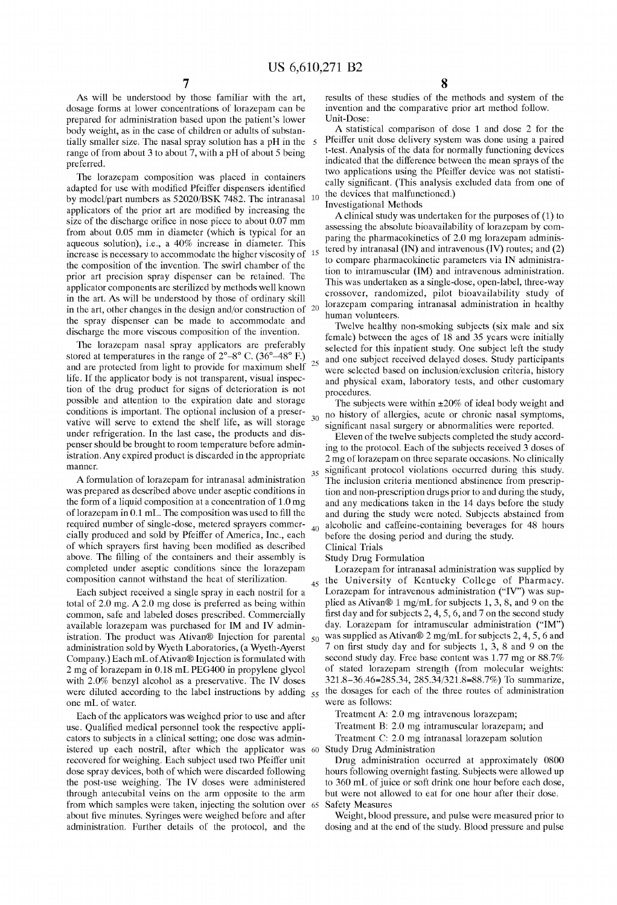As will be understood by those familiar with the art, dosage forms at lower concentrations of lorazepam can be prepared for administration based upon the patient's lower body weight, as in the case of children or adults of substantially smaller size. The nasal spray solution has a pH in the range of from about 3 to about 7, with a pH of about 5 being preferred.

The lorazepam composition was placed in containers adapted for use with modified Pfeiffer dispensers identified by model/part numbers as 52020/BSK 7482. The intranasal applicators of the prior art are modified by increasing the size of the discharge orifice in nose piece to about 0.07 mm from about 0.05 mm in diameter (which is typical for an aqueous solution), i.e., a 40% increase in diameter. This increase is necessary to accommodate the higher viscosity of the composition of the invention. The swirl chamber of the prior art precision spray dispenser can be retained. The applicator components are sterilized by methods well known in the art. As will be understood by those of ordinary skill in the art, other changes in the design and/or construction of the spray dispenser can be made to accommodate and discharge the more viscous composition of the invention.

The lorazepam nasal spray applicators are preferably stored at temperatures in the range of 2°–8° C. (36°–48° F.) and are protected from light to provide for maximum shelf life. If the applicator body is not transparent, visual inspection of the drug product for signs of deterioration is not possible and attention to the expiration date and storage conditions is important. The optional inclusion of a preservative will serve to extend the shelf life, as will storage under refrigeration. In the last case, the products and dispenser should be brought to room temperature before administration. Any expired product is discarded in the appropriate manner.

A formulation of lorazepam for intranasal administration was prepared as described above under aseptic conditions in the form of a liquid composition at a concentration of 1.0 mg of lorazepam in 0.1 mL. The composition was used to fill the required number of single-dose, metered sprayers commercially produced and sold by Pfeiffer of America, Inc., each of which sprayers first having been modified as described above. The filling of the containers and their assembly is completed under aseptic conditions since the lorazepam composition cannot withstand the heat of sterilization.

Each subject received a single spray in each nostril for a total of 2.0 mg. A 2.0 mg dose is preferred as being within common, safe and labeled doses prescribed. Commercially available lorazepam was purchased for IM and IV administration. The product was Ativan® Injection for parental administration sold by Wyeth Laboratories, (a Wyeth-Ayerst Company.) Each mL of Ativan® Injection is formulated with 2 mg of lorazepam in 0.18 mL PEG400 in propylene glycol with 2.0% benzyl alcohol as a preservative. The IV doses were diluted according to the label instructions by adding one mL of water.

Each of the applicators was weighed prior to use and after use. Qualified medical personnel took the respective applicators to subjects in a clinical setting; one dose was administered up each nostril, after which the applicator was recovered for weighing. Each subject used two Pfeiffer unit dose spray devices, both of which were discarded following the post-use weighing. The IV doses were administered through antecubital veins on the arm opposite to the arm from which samples were taken, injecting the solution over about five minutes. Syringes were weighed before and after administration. Further details of the protocol, and the results of these studies of the methods and system of the invention and the comparative prior art method follow.

Unit-Dose:

A statistical comparison of dose 1 and dose 2 for the Pfeiffer unit dose delivery system was done using a paired t-test. Analysis of the data for normally functioning devices indicated that the difference between the mean sprays of the two applications using the Pfeiffer device was not statistically significant. (This analysis excluded data from one of the devices that malfunctioned.)

Investigational Methods

A clinical study was undertaken for the purposes of (1) to assessing the absolute bioavailability of lorazepam by comparing the pharmacokinetics of 2.0 mg lorazepam administered by intranasal (IN) and intravenous (IV) routes; and (2) to compare pharmacokinetic parameters via IN administration to intramuscular (IM) and intravenous administration. This was undertaken as a single-dose, open-label, three-way crossover, randomized, pilot bioavailability study of lorazepam comparing intranasal administration in healthy human volunteers.

Twelve healthy non-smoking subjects (six male and six female) between the ages of 18 and 35 years were initially selected for this inpatient study. One subject left the study and one subject received delayed doses. Study participants were selected based on inclusion/exclusion criteria, history and physical exam, laboratory tests, and other customary procedures.

The subjects were within ±20% of ideal body weight and no history of allergies, acute or chronic nasal symptoms, significant nasal surgery or abnormalities were reported.

Eleven of the twelve subjects completed the study according to the protocol. Each of the subjects received 3 doses of 2 mg of lorazepam on three separate occasions. No clinically significant protocol violations occurred during this study. The inclusion criteria mentioned abstinence from prescription and non-prescription drugs prior to and during the study, and any medications taken in the 14 days before the study and during the study were noted. Subjects abstained from alcoholic and caffeine-containing beverages for 48 hours before the dosing period and during the study.

Clinical Trials

Study Drug Formulation

Lorazepam for intranasal administration was supplied by the University of Kentucky College of Pharmacy. Lorazepam for intravenous administration ("IV") was supplied as Ativan® 1 mg/mL for subjects 1, 3, 8, and 9 on the first day and for subjects 2, 4, 5, 6, and 7 on the second study day. Lorazepam for intramuscular administration ("IM") was supplied as Ativan® 2 mg/mL for subjects 2, 4, 5, 6 and 7 on first study day and for subjects 1, 3, 8 and 9 on the second study day. Free base content was 1.77 mg or 88.7% of stated lorazepam strength (from molecular weights: 321.8–36.46=285.34, 285.34/321.8=88.7%) To summarize, the dosages for each of the three routes of administration were as follows:

Treatment A: 2.0 mg intravenous lorazepam;

Treatment B: 2.0 mg intramuscular lorazepam; and

Treatment C: 2.0 mg intranasal lorazepam solution

Study Drug Administration

Drug administration occurred at approximately 0800 hours following overnight fasting. Subjects were allowed up to 360 mL of juice or soft drink one hour before each dose, but were not allowed to eat for one hour after their dose.

Safety Measures

Weight, blood pressure, and pulse were measured prior to dosing and at the end of the study. Blood pressure and pulse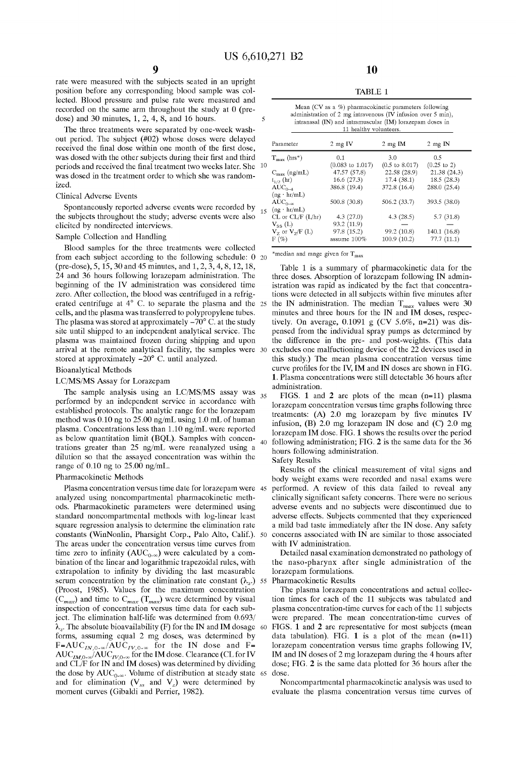rate were measured with the subjects seated in an upright position before any corresponding blood sample was collected. Blood pressure and pulse rate were measured and recorded on the same arm throughout the study at 0 (predose) and 30 minutes, 1, 2, 4, 8, and 16 hours.

The three treatments were separated by one-week washout period. The subject (#02) whose doses were delayed received the final dose within one month of the first dose, was dosed with the other subjects during their first and third periods and received the final treatment two weeks later. She was dosed in the treatment order to which she was randomized.

Clinical Adverse Events

Spontaneously reported adverse events were recorded by the subjects throughout the study; adverse events were also elicited by nondirected interviews.

Sample Collection and Handling

Blood samples for the three treatments were collected from each subject according to the following schedule: 0 (pre-dose), 5, 15, 30 and 45 minutes, and 1, 2, 3, 4, 8, 12, 18, 24 and 36 hours following lorazepam administration. The beginning of the IV administration was considered time zero. After collection, the blood was centrifuged in a refrigerated centrifuge at 4° C. to separate the plasma and the cells, and the plasma was transferred to polypropylene tubes. The plasma was stored at approximately −70° C. at the study site until shipped to an independent analytical service. The plasma was maintained frozen during shipping and upon arrival at the remote analytical facility, the samples were stored at approximately −20° C. until analyzed.

Bioanalytical Methods

LC/MS/MS Assay for Lorazepam

The sample analysis using an LC/MS/MS assay was performed by an independent service in accordance with established protocols. The analytic range for the lorazepam method was 0.10 ng to 25.00 ng/mL using 1.0 mL of human plasma. Concentrations less than 1.10 ng/mL were reported as below quantitation limit (BQL). Samples with concentrations greater than 25 ng/mL were reanalyzed using a dilution so that the assayed concentration was within the range of 0.10 ng to 25.00 ng/mL.

Pharmacokinetic Methods

Plasma concentration versus time date for lorazepam were analyzed using noncompartmental pharmacokinetic methods. Pharmacokinetic parameters were determined using standard noncompartmental methods with log-linear least square regression analysis to determine the elimination rate constants (WinNonlin, Pharsight Corp., Palo Alto, Calif.). The areas under the concentration versus time curves from time zero to infinity ($AUC_{0-\infty}$) were calculated by a combination of the linear and logarithmic trapezoidal rules, with extrapolation to infinity by dividing the last measurable serum concentration by the elimination rate constant ($\lambda_z$) (Proost, 1985). Values for the maximum concentration ($C_{max}$) and time to $C_{max}$ ($T_{max}$) were determined by visual inspection of concentration versus time data for each subject. The elimination half-life was determined from $0.693/\lambda_z$. The absolute bioavailability (F) for the IN and IM dosage forms, assuming equal 2 mg doses, was determined by $F=AUC_{IN,0-\infty}/AUC_{IV,0-\infty}$ for the IN dose and $F=AUC_{IM,0-\infty}/AUC_{IV,0-\infty}$ for the IM dose. Clearance (CL for IV and CL/F for IN and IM doses) was determined by dividing the dose by $AUC_{0-\infty}$. Volume of distribution at steady state and for elimination ($V_{ss}$ and $V_z$) were determined by moment curves (Gibaldi and Perrier, 1982).

TABLE 1

Mean (CV as a %) pharmacokinetic parameters following administration of 2 mg intravenous (IV infusion over 5 min), intranasal (IN) and intramuscular (IM) lorazepam doses in 11 healthy volunteers.

| Parameter | 2 mg IV | 2 mg IM | 2 mg IN |
|---|---|---|---|
| $T_{max}$ (hrs*) | 0.1 (0.083 to 1.017) | 3.0 (0.5 to 8.017) | 0.5 (0.25 to 2) |
| $C_{max}$ (ng/mL) | 47.57 (57.8) | 22.58 (28.9) | 21.38 (24.3) |
| $t_{1/2}$ (hr) | 16.6 (27.3) | 17.4 (38.1) | 18.5 (28.3) |
| $AUC_{0-4}$ (ng · hr/mL) | 386.8 (19.4) | 372.8 (16.4) | 288.0 (25.4) |
| $AUC_{0-\infty}$ (ng · hr/mL) | 500.8 (30.8) | 506.2 (33.7) | 393.5 (38.0) |
| CL or CL/F (L/hr) | 4.3 (27.0) | 4.3 (28.5) | 5.7 (31.8) |
| $V_{SS}$ (L) | 93.2 (11.9) | — | — |
| $V_Z$ or $V_Z$/F (L) | 97.8 (15.2) | 99.2 (10.8) | 140.1 (16.8) |
| F (%) | assume 100% | 100.9 (10.2) | 77.7 (11.1) |

*median and range given for $T_{max}$

Table 1 is a summary of pharmacokinetic data for the three doses. Absorption of lorazepam following IN administration was rapid as indicated by the fact that concentrations were detected in all subjects within five minutes after the IN administration. The median $T_{max}$ values were 30 minutes and three hours for the IN and IM doses, respectively. On average, 0.1091 g (CV 5.6%, n=21) was dispensed from the individual spray pumps as determined by the difference in the pre- and post-weights. (This data excludes one malfunctioning device of the 22 devices used in this study.) The mean plasma concentration versus time curve profiles for the IV, IM and IN doses are shown in FIG. 1. Plasma concentrations were still detectable 36 hours after administration.

FIGS. 1 and 2 are plots of the mean (n=11) plasma lorazepam concentration versus time graphs following three treatments: (A) 2.0 mg lorazepam by five minutes IV infusion, (B) 2.0 mg lorazepam IN dose and (C) 2.0 mg lorazepam IM dose. FIG. 1 shows the results over the period following administration; FIG. 2 is the same data for the 36 hours following administration.

Safety Results

Results of the clinical measurement of vital signs and body weight exams were recorded and nasal exams were performed. A review of this data failed to reveal any clinically significant safety concerns. There were no serious adverse events and no subjects were discontinued due to adverse effects. Subjects commented that they experienced a mild bad taste immediately after the IN dose. Any safety concerns associated with IN are similar to those associated with IV administration.

Detailed nasal examination demonstrated no pathology of the naso-pharynx after single administration of the lorazepam formulations.

Pharmacokinetic Results

The plasma lorazepam concentrations and actual collection times for each of the 11 subjects was tabulated and plasma concentration-time curves for each of the 11 subjects were prepared. The mean concentration-time curves of FIGS. 1 and 2 are representative for most subjects (mean data tabulation). FIG. 1 is a plot of the mean (n=11) lorazepam concentration versus time graphs following IV, IM and IN doses of 2 mg lorazepam during the 4 hours after dose; FIG. 2 is the same data plotted for 36 hours after the dose.

Noncompartmental pharmacokinetic analysis was used to evaluate the plasma concentration versus time curves of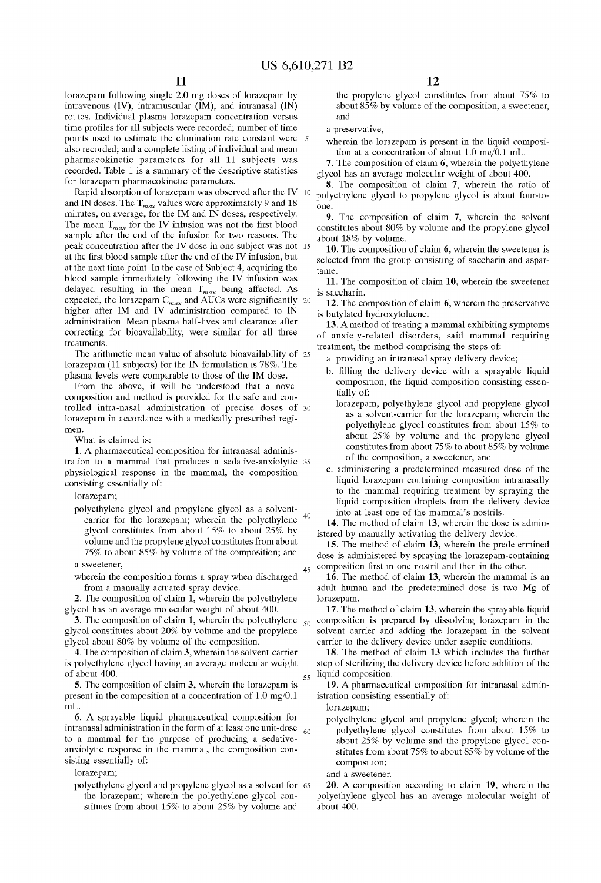lorazepam following single 2.0 mg doses of lorazepam by intravenous (IV), intramuscular (IM), and intranasal (IN) routes. Individual plasma lorazepam concentration versus time profiles for all subjects were recorded; number of time points used to estimate the elimination rate constant were also recorded; and a complete listing of individual and mean pharmacokinetic parameters for all 11 subjects was recorded. Table 1 is a summary of the descriptive statistics for lorazepam pharmacokinetic parameters.

Rapid absorption of lorazepam was observed after the IV and IN doses. The $T_{max}$ values were approximately 9 and 18 minutes, on average, for the IM and IN doses, respectively. The mean $T_{max}$ for the IV infusion was not the first blood sample after the end of the infusion for two reasons. The peak concentration after the IV dose in one subject was not at the first blood sample after the end of the IV infusion, but at the next time point. In the case of Subject 4, acquiring the blood sample immediately following the IV infusion was delayed resulting in the mean $T_{max}$ being affected. As expected, the lorazepam $C_{max}$ and AUCs were significantly higher after IM and IV administration compared to IN administration. Mean plasma half-lives and clearance after correcting for bioavailability, were similar for all three treatments.

The arithmetic mean value of absolute bioavailability of lorazepam (11 subjects) for the IN formulation is 78%. The plasma levels were comparable to those of the IM dose.

From the above, it will be understood that a novel composition and method is provided for the safe and controlled intra-nasal administration of precise doses of lorazepam in accordance with a medically prescribed regimen.

What is claimed is:

1. A pharmaceutical composition for intranasal administration to a mammal that produces a sedative-anxiolytic physiological response in the mammal, the composition consisting essentially of:

lorazepam;

polyethylene glycol and propylene glycol as a solvent-carrier for the lorazepam; wherein the polyethylene glycol constitutes from about 15% to about 25% by volume and the propylene glycol constitutes from about 75% to about 85% by volume of the composition; and

a sweetener,

wherein the composition forms a spray when discharged from a manually actuated spray device.

2. The composition of claim 1, wherein the polyethylene glycol has an average molecular weight of about 400.

3. The composition of claim 1, wherein the polyethylene glycol constitutes about 20% by volume and the propylene glycol about 80% by volume of the composition.

4. The composition of claim 3, wherein the solvent-carrier is polyethylene glycol having an average molecular weight of about 400.

5. The composition of claim 3, wherein the lorazepam is present in the composition at a concentration of 1.0 mg/0.1 mL.

6. A sprayable liquid pharmaceutical composition for intranasal administration in the form of at least one unit-dose to a mammal for the purpose of producing a sedative-anxiolytic response in the mammal, the composition consisting essentially of:

lorazepam;

polyethylene glycol and propylene glycol as a solvent for the lorazepam; wherein the polyethylene glycol constitutes from about 15% to about 25% by volume and the propylene glycol constitutes from about 75% to about 85% by volume of the composition, a sweetener, and

a preservative,

wherein the lorazepam is present in the liquid composition at a concentration of about 1.0 mg/0.1 mL.

7. The composition of claim 6, wherein the polyethylene glycol has an average molecular weight of about 400.

8. The composition of claim 7, wherein the ratio of polyethylene glycol to propylene glycol is about four-to-one.

9. The composition of claim 7, wherein the solvent constitutes about 80% by volume and the propylene glycol about 18% by volume.

10. The composition of claim 6, wherein the sweetener is selected from the group consisting of saccharin and aspartame.

11. The composition of claim 10, wherein the sweetener is saccharin.

12. The composition of claim 6, wherein the preservative is butylated hydroxytoluene.

13. A method of treating a mammal exhibiting symptoms of anxiety-related disorders, said mammal requiring treatment, the method comprising the steps of:

a. providing an intranasal spray delivery device;

b. filling the delivery device with a sprayable liquid composition, the liquid composition consisting essentially of:

lorazepam, polyethylene glycol and propylene glycol as a solvent-carrier for the lorazepam; wherein the polyethylene glycol constitutes from about 15% to about 25% by volume and the propylene glycol constitutes from about 75% to about 85% by volume of the composition, a sweetener, and

c. administering a predetermined measured dose of the liquid lorazepam containing composition intranasally to the mammal requiring treatment by spraying the liquid composition droplets from the delivery device into at least one of the mammal's nostrils.

14. The method of claim 13, wherein the dose is administered by manually activating the delivery device.

15. The method of claim 13, wherein the predetermined dose is administered by spraying the lorazepam-containing composition first in one nostril and then in the other.

16. The method of claim 13, wherein the mammal is an adult human and the predetermined dose is two Mg of lorazepam.

17. The method of claim 13, wherein the sprayable liquid composition is prepared by dissolving lorazepam in the solvent carrier and adding the lorazepam in the solvent carrier to the delivery device under aseptic conditions.

18. The method of claim 13 which includes the further step of sterilizing the delivery device before addition of the liquid composition.

19. A pharmaceutical composition for intranasal administration consisting essentially of:

lorazepam;

polyethylene glycol and propylene glycol; wherein the polyethylene glycol constitutes from about 15% to about 25% by volume and the propylene glycol constitutes from about 75% to about 85% by volume of the composition;

and a sweetener.

20. A composition according to claim 19, wherein the polyethylene glycol has an average molecular weight of about 400.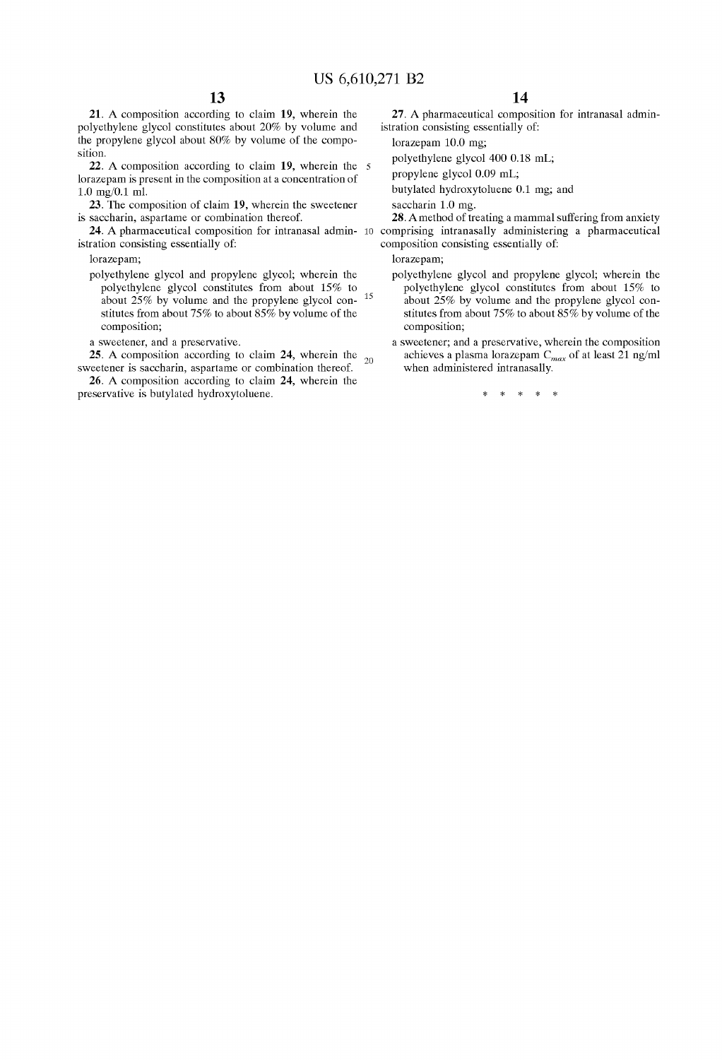21. A composition according to claim 19, wherein the polyethylene glycol constitutes about 20% by volume and the propylene glycol about 80% by volume of the composition.

22. A composition according to claim 19, wherein the lorazepam is present in the composition at a concentration of 1.0 mg/0.1 ml.

23. The composition of claim 19, wherein the sweetener is saccharin, aspartame or combination thereof.

24. A pharmaceutical composition for intranasal administration consisting essentially of:

lorazepam;

polyethylene glycol and propylene glycol; wherein the polyethylene glycol constitutes from about 15% to about 25% by volume and the propylene glycol constitutes from about 75% to about 85% by volume of the composition;

a sweetener, and a preservative.

25. A composition according to claim 24, wherein the sweetener is saccharin, aspartame or combination thereof.

26. A composition according to claim 24, wherein the preservative is butylated hydroxytoluene.

27. A pharmaceutical composition for intranasal administration consisting essentially of:

lorazepam 10.0 mg;

polyethylene glycol 400 0.18 mL;

propylene glycol 0.09 mL;

butylated hydroxytoluene 0.1 mg; and

saccharin 1.0 mg.

28. A method of treating a mammal suffering from anxiety comprising intranasally administering a pharmaceutical composition consisting essentially of:

lorazepam;

polyethylene glycol and propylene glycol; wherein the polyethylene glycol constitutes from about 15% to about 25% by volume and the propylene glycol constitutes from about 75% to about 85% by volume of the composition;

a sweetener; and a preservative, wherein the composition achieves a plasma lorazepam $C_{max}$ of at least 21 ng/ml when administered intranasally.

* * * * *